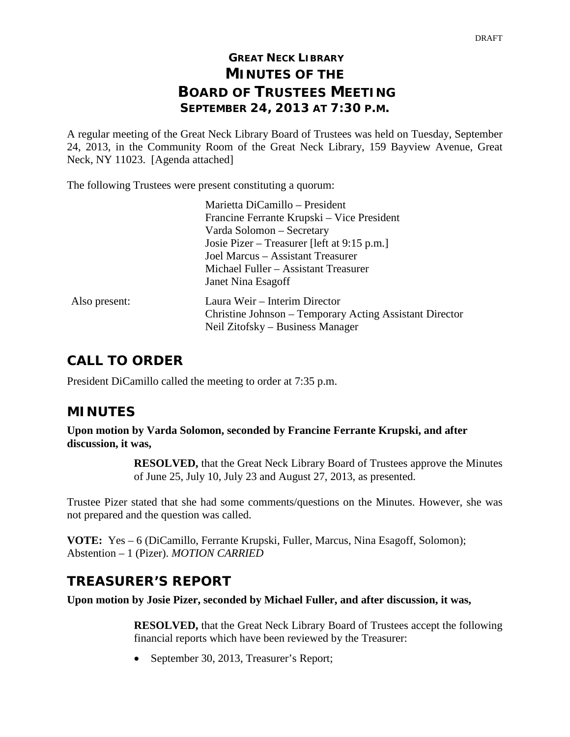DRAFT

# GREAT NECK LIBRARY
# MINUTES OF THE
# BOARD OF TRUSTEES MEETING
## SEPTEMBER 24, 2013 AT 7:30 P.M.

A regular meeting of the Great Neck Library Board of Trustees was held on Tuesday, September 24, 2013, in the Community Room of the Great Neck Library, 159 Bayview Avenue, Great Neck, NY 11023. [Agenda attached]

The following Trustees were present constituting a quorum:

Marietta DiCamillo – President
Francine Ferrante Krupski – Vice President
Varda Solomon – Secretary
Josie Pizer – Treasurer [left at 9:15 p.m.]
Joel Marcus – Assistant Treasurer
Michael Fuller – Assistant Treasurer
Janet Nina Esagoff

Also present:

Laura Weir – Interim Director
Christine Johnson – Temporary Acting Assistant Director
Neil Zitofsky – Business Manager

## CALL TO ORDER

President DiCamillo called the meeting to order at 7:35 p.m.

## MINUTES

**Upon motion by Varda Solomon, seconded by Francine Ferrante Krupski, and after discussion, it was,**

> **RESOLVED,** that the Great Neck Library Board of Trustees approve the Minutes of June 25, July 10, July 23 and August 27, 2013, as presented.

Trustee Pizer stated that she had some comments/questions on the Minutes. However, she was not prepared and the question was called.

**VOTE:** Yes – 6 (DiCamillo, Ferrante Krupski, Fuller, Marcus, Nina Esagoff, Solomon); Abstention – 1 (Pizer). *MOTION CARRIED*

## TREASURER'S REPORT

**Upon motion by Josie Pizer, seconded by Michael Fuller, and after discussion, it was,**

> **RESOLVED,** that the Great Neck Library Board of Trustees accept the following financial reports which have been reviewed by the Treasurer:

- September 30, 2013, Treasurer's Report;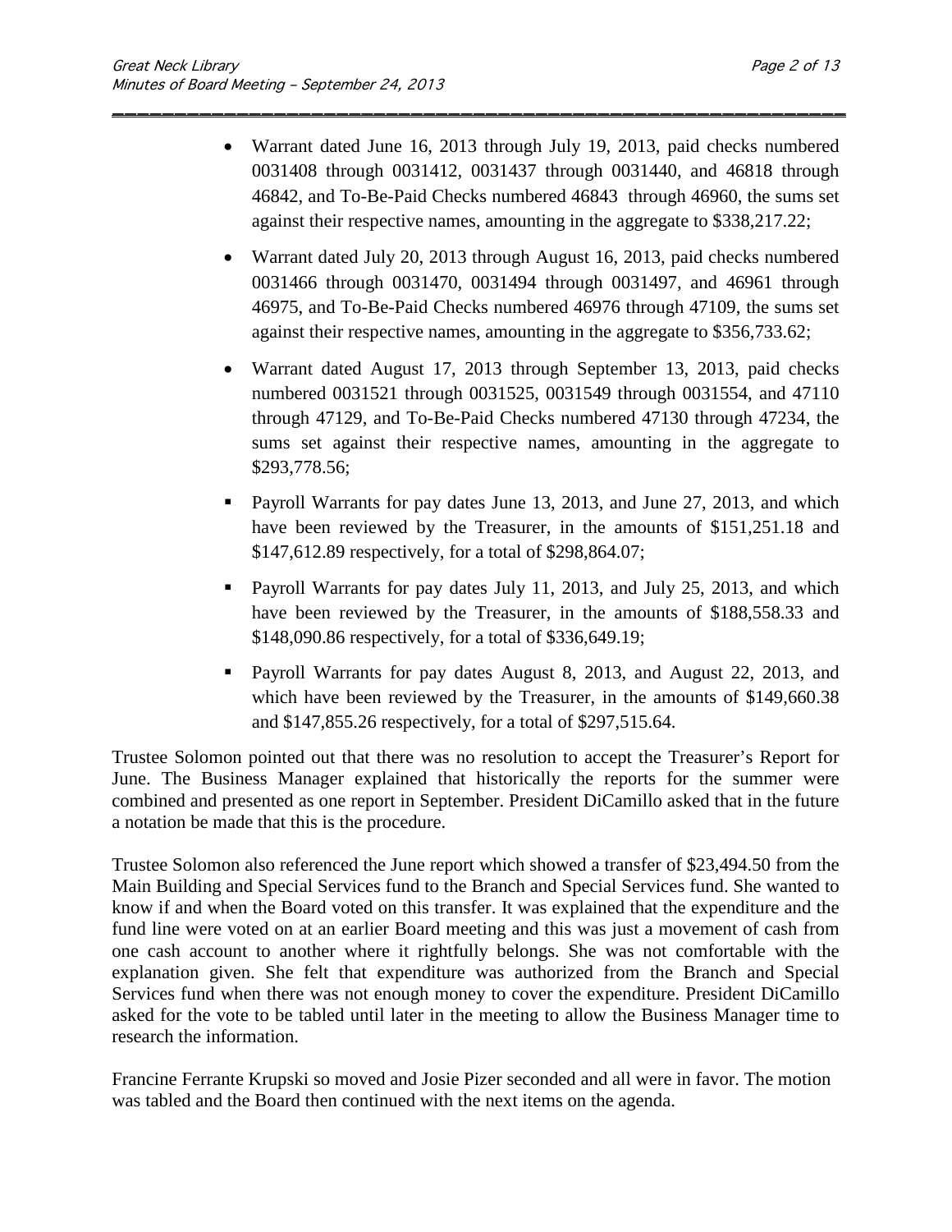- Warrant dated June 16, 2013 through July 19, 2013, paid checks numbered 0031408 through 0031412, 0031437 through 0031440, and 46818 through 46842, and To-Be-Paid Checks numbered 46843 through 46960, the sums set against their respective names, amounting in the aggregate to $338,217.22;

- Warrant dated July 20, 2013 through August 16, 2013, paid checks numbered 0031466 through 0031470, 0031494 through 0031497, and 46961 through 46975, and To-Be-Paid Checks numbered 46976 through 47109, the sums set against their respective names, amounting in the aggregate to $356,733.62;

- Warrant dated August 17, 2013 through September 13, 2013, paid checks numbered 0031521 through 0031525, 0031549 through 0031554, and 47110 through 47129, and To-Be-Paid Checks numbered 47130 through 47234, the sums set against their respective names, amounting in the aggregate to $293,778.56;

- Payroll Warrants for pay dates June 13, 2013, and June 27, 2013, and which have been reviewed by the Treasurer, in the amounts of $151,251.18 and $147,612.89 respectively, for a total of $298,864.07;

- Payroll Warrants for pay dates July 11, 2013, and July 25, 2013, and which have been reviewed by the Treasurer, in the amounts of $188,558.33 and $148,090.86 respectively, for a total of $336,649.19;

- Payroll Warrants for pay dates August 8, 2013, and August 22, 2013, and which have been reviewed by the Treasurer, in the amounts of $149,660.38 and $147,855.26 respectively, for a total of $297,515.64.

Trustee Solomon pointed out that there was no resolution to accept the Treasurer's Report for June. The Business Manager explained that historically the reports for the summer were combined and presented as one report in September. President DiCamillo asked that in the future a notation be made that this is the procedure.

Trustee Solomon also referenced the June report which showed a transfer of $23,494.50 from the Main Building and Special Services fund to the Branch and Special Services fund. She wanted to know if and when the Board voted on this transfer. It was explained that the expenditure and the fund line were voted on at an earlier Board meeting and this was just a movement of cash from one cash account to another where it rightfully belongs. She was not comfortable with the explanation given. She felt that expenditure was authorized from the Branch and Special Services fund when there was not enough money to cover the expenditure. President DiCamillo asked for the vote to be tabled until later in the meeting to allow the Business Manager time to research the information.

Francine Ferrante Krupski so moved and Josie Pizer seconded and all were in favor. The motion was tabled and the Board then continued with the next items on the agenda.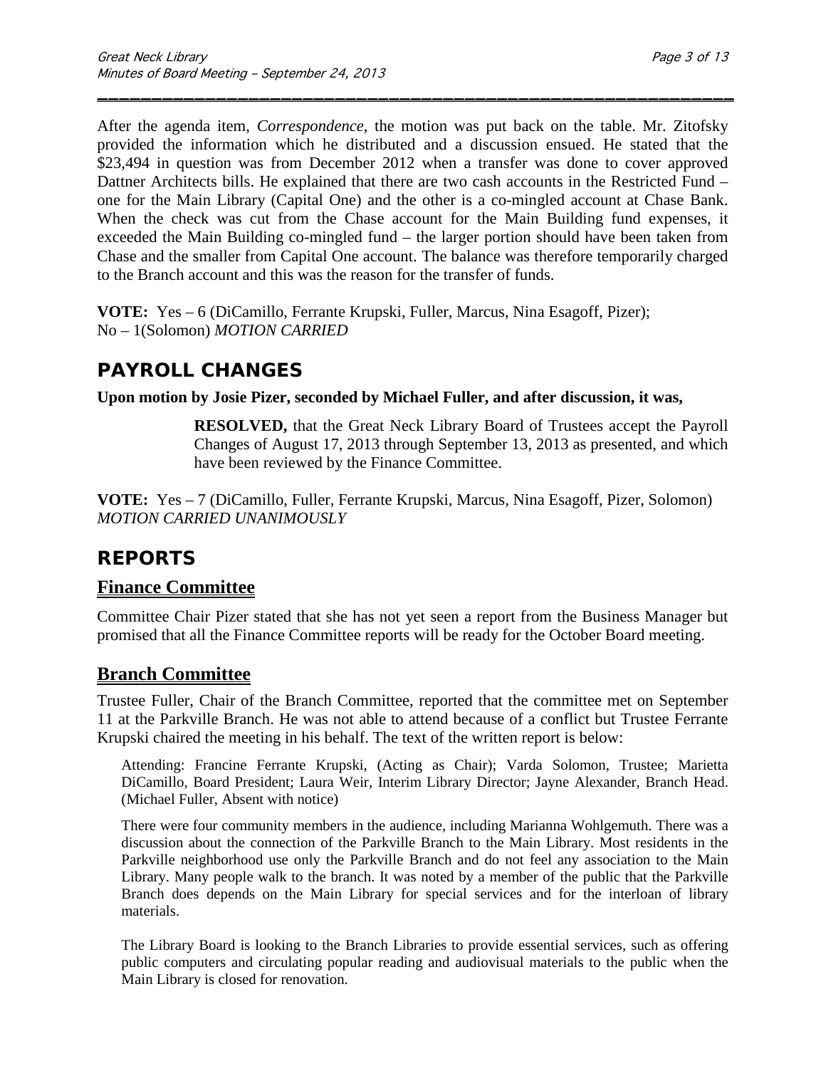After the agenda item, *Correspondence*, the motion was put back on the table. Mr. Zitofsky provided the information which he distributed and a discussion ensued. He stated that the $23,494 in question was from December 2012 when a transfer was done to cover approved Dattner Architects bills. He explained that there are two cash accounts in the Restricted Fund – one for the Main Library (Capital One) and the other is a co-mingled account at Chase Bank. When the check was cut from the Chase account for the Main Building fund expenses, it exceeded the Main Building co-mingled fund – the larger portion should have been taken from Chase and the smaller from Capital One account. The balance was therefore temporarily charged to the Branch account and this was the reason for the transfer of funds.

**VOTE:** Yes – 6 (DiCamillo, Ferrante Krupski, Fuller, Marcus, Nina Esagoff, Pizer); No – 1(Solomon) *MOTION CARRIED*

## PAYROLL CHANGES

**Upon motion by Josie Pizer, seconded by Michael Fuller, and after discussion, it was,**

> **RESOLVED,** that the Great Neck Library Board of Trustees accept the Payroll Changes of August 17, 2013 through September 13, 2013 as presented, and which have been reviewed by the Finance Committee.

**VOTE:** Yes – 7 (DiCamillo, Fuller, Ferrante Krupski, Marcus, Nina Esagoff, Pizer, Solomon) *MOTION CARRIED UNANIMOUSLY*

## REPORTS

### Finance Committee

Committee Chair Pizer stated that she has not yet seen a report from the Business Manager but promised that all the Finance Committee reports will be ready for the October Board meeting.

### Branch Committee

Trustee Fuller, Chair of the Branch Committee, reported that the committee met on September 11 at the Parkville Branch. He was not able to attend because of a conflict but Trustee Ferrante Krupski chaired the meeting in his behalf. The text of the written report is below:

> Attending: Francine Ferrante Krupski, (Acting as Chair); Varda Solomon, Trustee; Marietta DiCamillo, Board President; Laura Weir, Interim Library Director; Jayne Alexander, Branch Head. (Michael Fuller, Absent with notice)
>
> There were four community members in the audience, including Marianna Wohlgemuth. There was a discussion about the connection of the Parkville Branch to the Main Library. Most residents in the Parkville neighborhood use only the Parkville Branch and do not feel any association to the Main Library. Many people walk to the branch. It was noted by a member of the public that the Parkville Branch does depends on the Main Library for special services and for the interloan of library materials.
>
> The Library Board is looking to the Branch Libraries to provide essential services, such as offering public computers and circulating popular reading and audiovisual materials to the public when the Main Library is closed for renovation.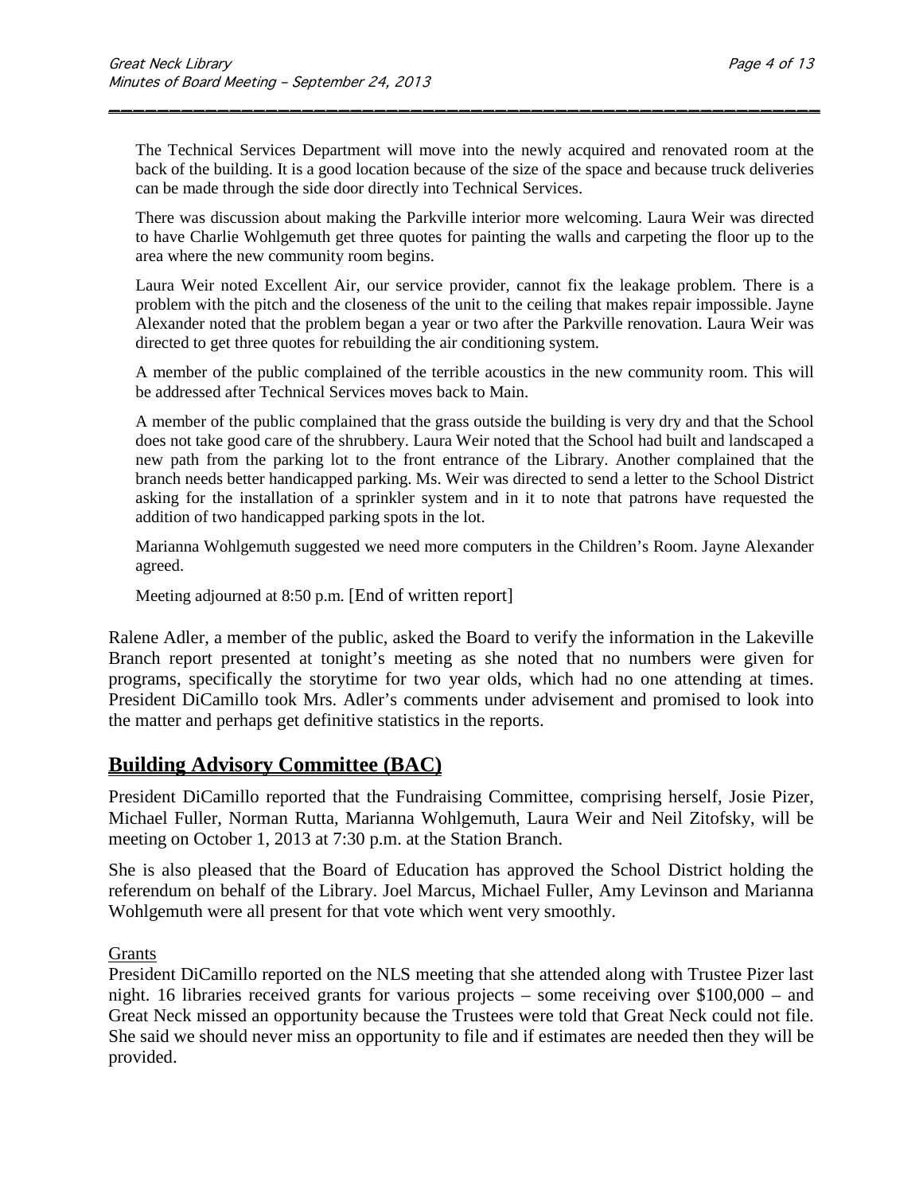The Technical Services Department will move into the newly acquired and renovated room at the back of the building. It is a good location because of the size of the space and because truck deliveries can be made through the side door directly into Technical Services.

There was discussion about making the Parkville interior more welcoming. Laura Weir was directed to have Charlie Wohlgemuth get three quotes for painting the walls and carpeting the floor up to the area where the new community room begins.

Laura Weir noted Excellent Air, our service provider, cannot fix the leakage problem. There is a problem with the pitch and the closeness of the unit to the ceiling that makes repair impossible. Jayne Alexander noted that the problem began a year or two after the Parkville renovation. Laura Weir was directed to get three quotes for rebuilding the air conditioning system.

A member of the public complained of the terrible acoustics in the new community room. This will be addressed after Technical Services moves back to Main.

A member of the public complained that the grass outside the building is very dry and that the School does not take good care of the shrubbery. Laura Weir noted that the School had built and landscaped a new path from the parking lot to the front entrance of the Library. Another complained that the branch needs better handicapped parking. Ms. Weir was directed to send a letter to the School District asking for the installation of a sprinkler system and in it to note that patrons have requested the addition of two handicapped parking spots in the lot.

Marianna Wohlgemuth suggested we need more computers in the Children's Room. Jayne Alexander agreed.

Meeting adjourned at 8:50 p.m. [End of written report]

Ralene Adler, a member of the public, asked the Board to verify the information in the Lakeville Branch report presented at tonight's meeting as she noted that no numbers were given for programs, specifically the storytime for two year olds, which had no one attending at times. President DiCamillo took Mrs. Adler's comments under advisement and promised to look into the matter and perhaps get definitive statistics in the reports.

## Building Advisory Committee (BAC)

President DiCamillo reported that the Fundraising Committee, comprising herself, Josie Pizer, Michael Fuller, Norman Rutta, Marianna Wohlgemuth, Laura Weir and Neil Zitofsky, will be meeting on October 1, 2013 at 7:30 p.m. at the Station Branch.

She is also pleased that the Board of Education has approved the School District holding the referendum on behalf of the Library. Joel Marcus, Michael Fuller, Amy Levinson and Marianna Wohlgemuth were all present for that vote which went very smoothly.

Grants

President DiCamillo reported on the NLS meeting that she attended along with Trustee Pizer last night. 16 libraries received grants for various projects – some receiving over $100,000 – and Great Neck missed an opportunity because the Trustees were told that Great Neck could not file. She said we should never miss an opportunity to file and if estimates are needed then they will be provided.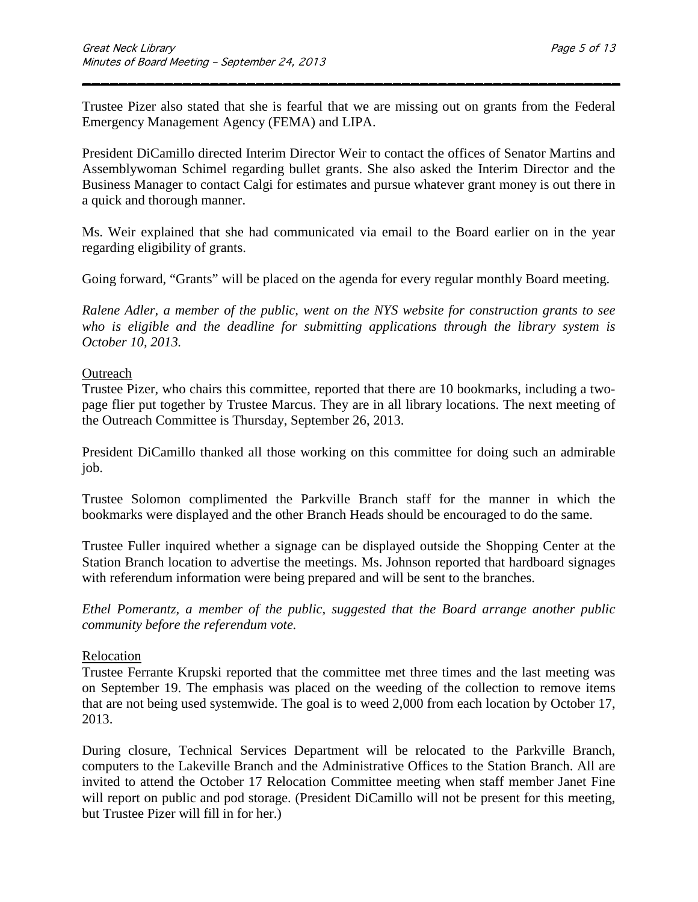Trustee Pizer also stated that she is fearful that we are missing out on grants from the Federal Emergency Management Agency (FEMA) and LIPA.

President DiCamillo directed Interim Director Weir to contact the offices of Senator Martins and Assemblywoman Schimel regarding bullet grants. She also asked the Interim Director and the Business Manager to contact Calgi for estimates and pursue whatever grant money is out there in a quick and thorough manner.

Ms. Weir explained that she had communicated via email to the Board earlier on in the year regarding eligibility of grants.

Going forward, "Grants" will be placed on the agenda for every regular monthly Board meeting.

*Ralene Adler, a member of the public, went on the NYS website for construction grants to see who is eligible and the deadline for submitting applications through the library system is October 10, 2013.*

Outreach

Trustee Pizer, who chairs this committee, reported that there are 10 bookmarks, including a two-page flier put together by Trustee Marcus. They are in all library locations. The next meeting of the Outreach Committee is Thursday, September 26, 2013.

President DiCamillo thanked all those working on this committee for doing such an admirable job.

Trustee Solomon complimented the Parkville Branch staff for the manner in which the bookmarks were displayed and the other Branch Heads should be encouraged to do the same.

Trustee Fuller inquired whether a signage can be displayed outside the Shopping Center at the Station Branch location to advertise the meetings. Ms. Johnson reported that hardboard signages with referendum information were being prepared and will be sent to the branches.

*Ethel Pomerantz, a member of the public, suggested that the Board arrange another public community before the referendum vote.*

Relocation

Trustee Ferrante Krupski reported that the committee met three times and the last meeting was on September 19. The emphasis was placed on the weeding of the collection to remove items that are not being used systemwide. The goal is to weed 2,000 from each location by October 17, 2013.

During closure, Technical Services Department will be relocated to the Parkville Branch, computers to the Lakeville Branch and the Administrative Offices to the Station Branch. All are invited to attend the October 17 Relocation Committee meeting when staff member Janet Fine will report on public and pod storage. (President DiCamillo will not be present for this meeting, but Trustee Pizer will fill in for her.)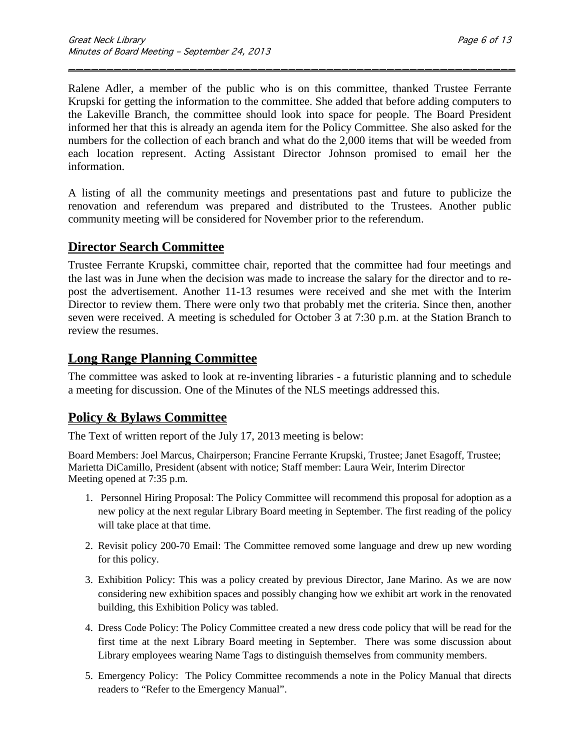Ralene Adler, a member of the public who is on this committee, thanked Trustee Ferrante Krupski for getting the information to the committee. She added that before adding computers to the Lakeville Branch, the committee should look into space for people. The Board President informed her that this is already an agenda item for the Policy Committee. She also asked for the numbers for the collection of each branch and what do the 2,000 items that will be weeded from each location represent. Acting Assistant Director Johnson promised to email her the information.

A listing of all the community meetings and presentations past and future to publicize the renovation and referendum was prepared and distributed to the Trustees. Another public community meeting will be considered for November prior to the referendum.

## Director Search Committee

Trustee Ferrante Krupski, committee chair, reported that the committee had four meetings and the last was in June when the decision was made to increase the salary for the director and to re-post the advertisement. Another 11-13 resumes were received and she met with the Interim Director to review them. There were only two that probably met the criteria. Since then, another seven were received. A meeting is scheduled for October 3 at 7:30 p.m. at the Station Branch to review the resumes.

## Long Range Planning Committee

The committee was asked to look at re-inventing libraries - a futuristic planning and to schedule a meeting for discussion. One of the Minutes of the NLS meetings addressed this.

## Policy & Bylaws Committee

The Text of written report of the July 17, 2013 meeting is below:

Board Members: Joel Marcus, Chairperson; Francine Ferrante Krupski, Trustee; Janet Esagoff, Trustee; Marietta DiCamillo, President (absent with notice; Staff member: Laura Weir, Interim Director
Meeting opened at 7:35 p.m.

1. Personnel Hiring Proposal: The Policy Committee will recommend this proposal for adoption as a new policy at the next regular Library Board meeting in September. The first reading of the policy will take place at that time.
2. Revisit policy 200-70 Email: The Committee removed some language and drew up new wording for this policy.
3. Exhibition Policy: This was a policy created by previous Director, Jane Marino. As we are now considering new exhibition spaces and possibly changing how we exhibit art work in the renovated building, this Exhibition Policy was tabled.
4. Dress Code Policy: The Policy Committee created a new dress code policy that will be read for the first time at the next Library Board meeting in September. There was some discussion about Library employees wearing Name Tags to distinguish themselves from community members.
5. Emergency Policy: The Policy Committee recommends a note in the Policy Manual that directs readers to "Refer to the Emergency Manual".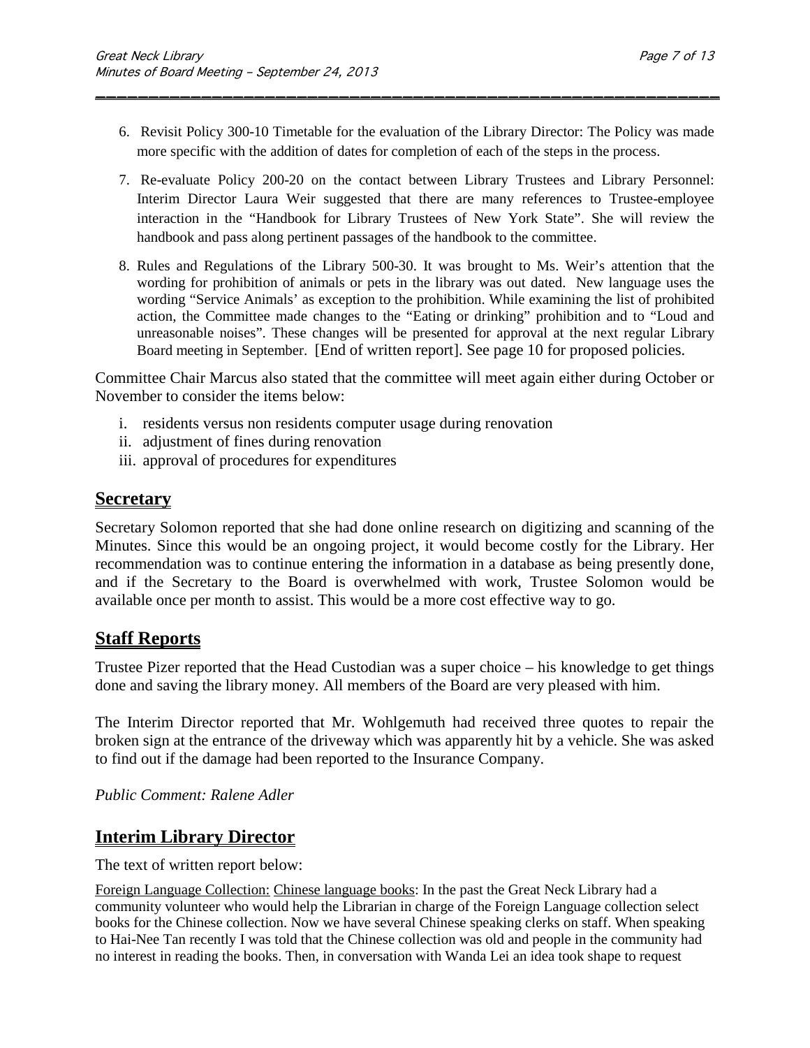6. Revisit Policy 300-10 Timetable for the evaluation of the Library Director: The Policy was made more specific with the addition of dates for completion of each of the steps in the process.

7. Re-evaluate Policy 200-20 on the contact between Library Trustees and Library Personnel: Interim Director Laura Weir suggested that there are many references to Trustee-employee interaction in the "Handbook for Library Trustees of New York State". She will review the handbook and pass along pertinent passages of the handbook to the committee.

8. Rules and Regulations of the Library 500-30. It was brought to Ms. Weir's attention that the wording for prohibition of animals or pets in the library was out dated. New language uses the wording "Service Animals' as exception to the prohibition. While examining the list of prohibited action, the Committee made changes to the "Eating or drinking" prohibition and to "Loud and unreasonable noises". These changes will be presented for approval at the next regular Library Board meeting in September. [End of written report]. See page 10 for proposed policies.

Committee Chair Marcus also stated that the committee will meet again either during October or November to consider the items below:

i. residents versus non residents computer usage during renovation
ii. adjustment of fines during renovation
iii. approval of procedures for expenditures

## Secretary

Secretary Solomon reported that she had done online research on digitizing and scanning of the Minutes. Since this would be an ongoing project, it would become costly for the Library. Her recommendation was to continue entering the information in a database as being presently done, and if the Secretary to the Board is overwhelmed with work, Trustee Solomon would be available once per month to assist. This would be a more cost effective way to go.

## Staff Reports

Trustee Pizer reported that the Head Custodian was a super choice – his knowledge to get things done and saving the library money. All members of the Board are very pleased with him.

The Interim Director reported that Mr. Wohlgemuth had received three quotes to repair the broken sign at the entrance of the driveway which was apparently hit by a vehicle. She was asked to find out if the damage had been reported to the Insurance Company.

*Public Comment: Ralene Adler*

## Interim Library Director

The text of written report below:

Foreign Language Collection: Chinese language books: In the past the Great Neck Library had a community volunteer who would help the Librarian in charge of the Foreign Language collection select books for the Chinese collection. Now we have several Chinese speaking clerks on staff. When speaking to Hai-Nee Tan recently I was told that the Chinese collection was old and people in the community had no interest in reading the books. Then, in conversation with Wanda Lei an idea took shape to request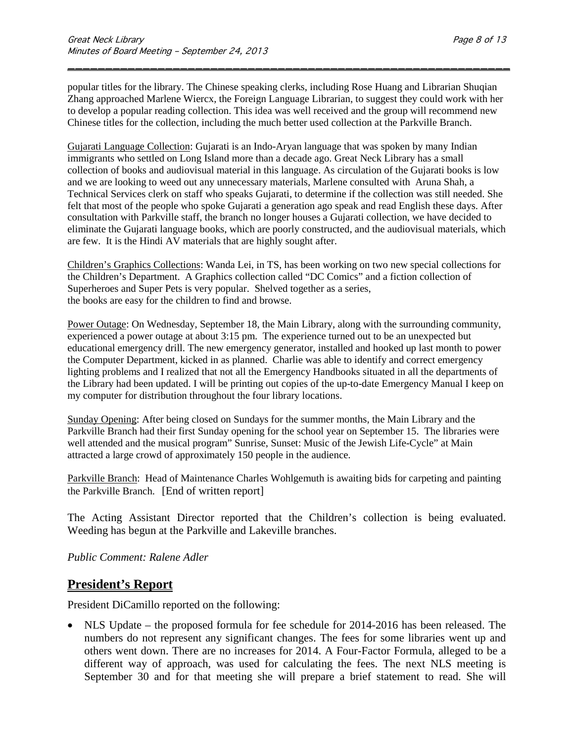popular titles for the library. The Chinese speaking clerks, including Rose Huang and Librarian Shuqian Zhang approached Marlene Wiercx, the Foreign Language Librarian, to suggest they could work with her to develop a popular reading collection. This idea was well received and the group will recommend new Chinese titles for the collection, including the much better used collection at the Parkville Branch.

Gujarati Language Collection: Gujarati is an Indo-Aryan language that was spoken by many Indian immigrants who settled on Long Island more than a decade ago. Great Neck Library has a small collection of books and audiovisual material in this language. As circulation of the Gujarati books is low and we are looking to weed out any unnecessary materials, Marlene consulted with Aruna Shah, a Technical Services clerk on staff who speaks Gujarati, to determine if the collection was still needed. She felt that most of the people who spoke Gujarati a generation ago speak and read English these days. After consultation with Parkville staff, the branch no longer houses a Gujarati collection, we have decided to eliminate the Gujarati language books, which are poorly constructed, and the audiovisual materials, which are few. It is the Hindi AV materials that are highly sought after.

Children's Graphics Collections: Wanda Lei, in TS, has been working on two new special collections for the Children's Department. A Graphics collection called "DC Comics" and a fiction collection of Superheroes and Super Pets is very popular. Shelved together as a series, the books are easy for the children to find and browse.

Power Outage: On Wednesday, September 18, the Main Library, along with the surrounding community, experienced a power outage at about 3:15 pm. The experience turned out to be an unexpected but educational emergency drill. The new emergency generator, installed and hooked up last month to power the Computer Department, kicked in as planned. Charlie was able to identify and correct emergency lighting problems and I realized that not all the Emergency Handbooks situated in all the departments of the Library had been updated. I will be printing out copies of the up-to-date Emergency Manual I keep on my computer for distribution throughout the four library locations.

Sunday Opening: After being closed on Sundays for the summer months, the Main Library and the Parkville Branch had their first Sunday opening for the school year on September 15. The libraries were well attended and the musical program" Sunrise, Sunset: Music of the Jewish Life-Cycle" at Main attracted a large crowd of approximately 150 people in the audience.

Parkville Branch: Head of Maintenance Charles Wohlgemuth is awaiting bids for carpeting and painting the Parkville Branch. [End of written report]

The Acting Assistant Director reported that the Children's collection is being evaluated. Weeding has begun at the Parkville and Lakeville branches.

*Public Comment: Ralene Adler*

## President's Report

President DiCamillo reported on the following:

- NLS Update – the proposed formula for fee schedule for 2014-2016 has been released. The numbers do not represent any significant changes. The fees for some libraries went up and others went down. There are no increases for 2014. A Four-Factor Formula, alleged to be a different way of approach, was used for calculating the fees. The next NLS meeting is September 30 and for that meeting she will prepare a brief statement to read. She will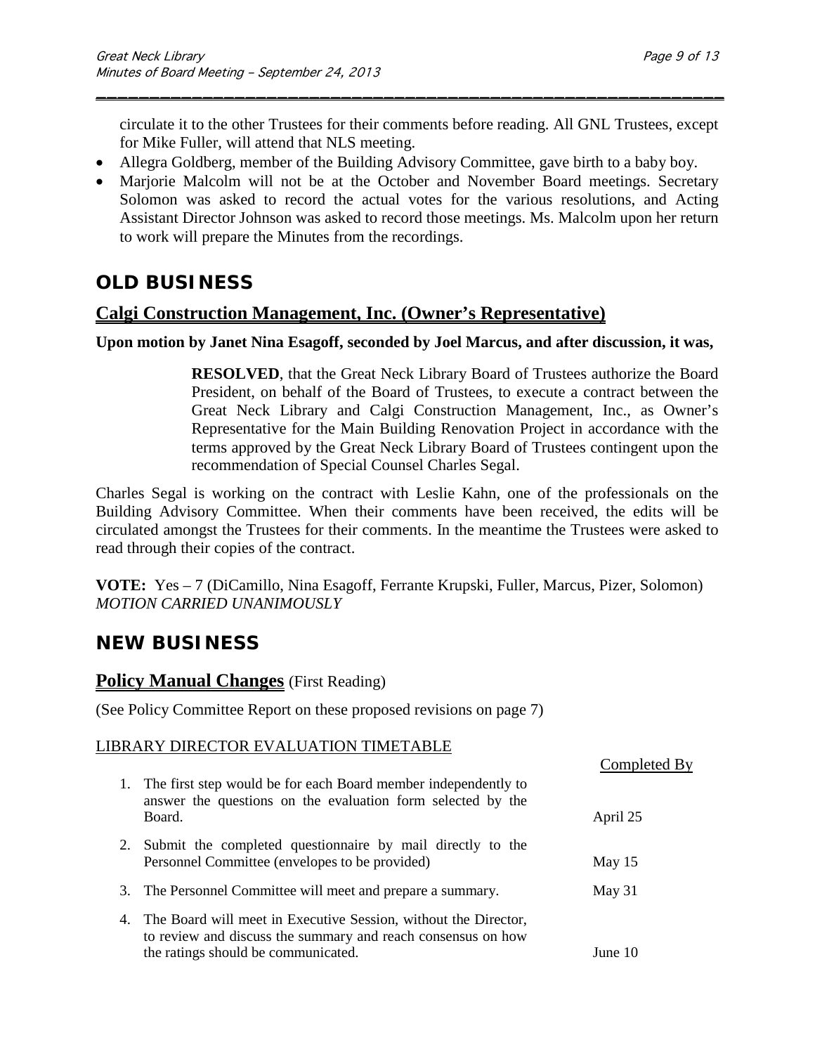circulate it to the other Trustees for their comments before reading. All GNL Trustees, except for Mike Fuller, will attend that NLS meeting.

- Allegra Goldberg, member of the Building Advisory Committee, gave birth to a baby boy.
- Marjorie Malcolm will not be at the October and November Board meetings. Secretary Solomon was asked to record the actual votes for the various resolutions, and Acting Assistant Director Johnson was asked to record those meetings. Ms. Malcolm upon her return to work will prepare the Minutes from the recordings.

# OLD BUSINESS

## Calgi Construction Management, Inc. (Owner's Representative)

**Upon motion by Janet Nina Esagoff, seconded by Joel Marcus, and after discussion, it was,**

> **RESOLVED**, that the Great Neck Library Board of Trustees authorize the Board President, on behalf of the Board of Trustees, to execute a contract between the Great Neck Library and Calgi Construction Management, Inc., as Owner's Representative for the Main Building Renovation Project in accordance with the terms approved by the Great Neck Library Board of Trustees contingent upon the recommendation of Special Counsel Charles Segal.

Charles Segal is working on the contract with Leslie Kahn, one of the professionals on the Building Advisory Committee. When their comments have been received, the edits will be circulated amongst the Trustees for their comments. In the meantime the Trustees were asked to read through their copies of the contract.

**VOTE:** Yes – 7 (DiCamillo, Nina Esagoff, Ferrante Krupski, Fuller, Marcus, Pizer, Solomon)
*MOTION CARRIED UNANIMOUSLY*

# NEW BUSINESS

## Policy Manual Changes (First Reading)

(See Policy Committee Report on these proposed revisions on page 7)

LIBRARY DIRECTOR EVALUATION TIMETABLE

| | | Completed By |
|---|---|---|
| 1. | The first step would be for each Board member independently to answer the questions on the evaluation form selected by the Board. | April 25 |
| 2. | Submit the completed questionnaire by mail directly to the Personnel Committee (envelopes to be provided) | May 15 |
| 3. | The Personnel Committee will meet and prepare a summary. | May 31 |
| 4. | The Board will meet in Executive Session, without the Director, to review and discuss the summary and reach consensus on how the ratings should be communicated. | June 10 |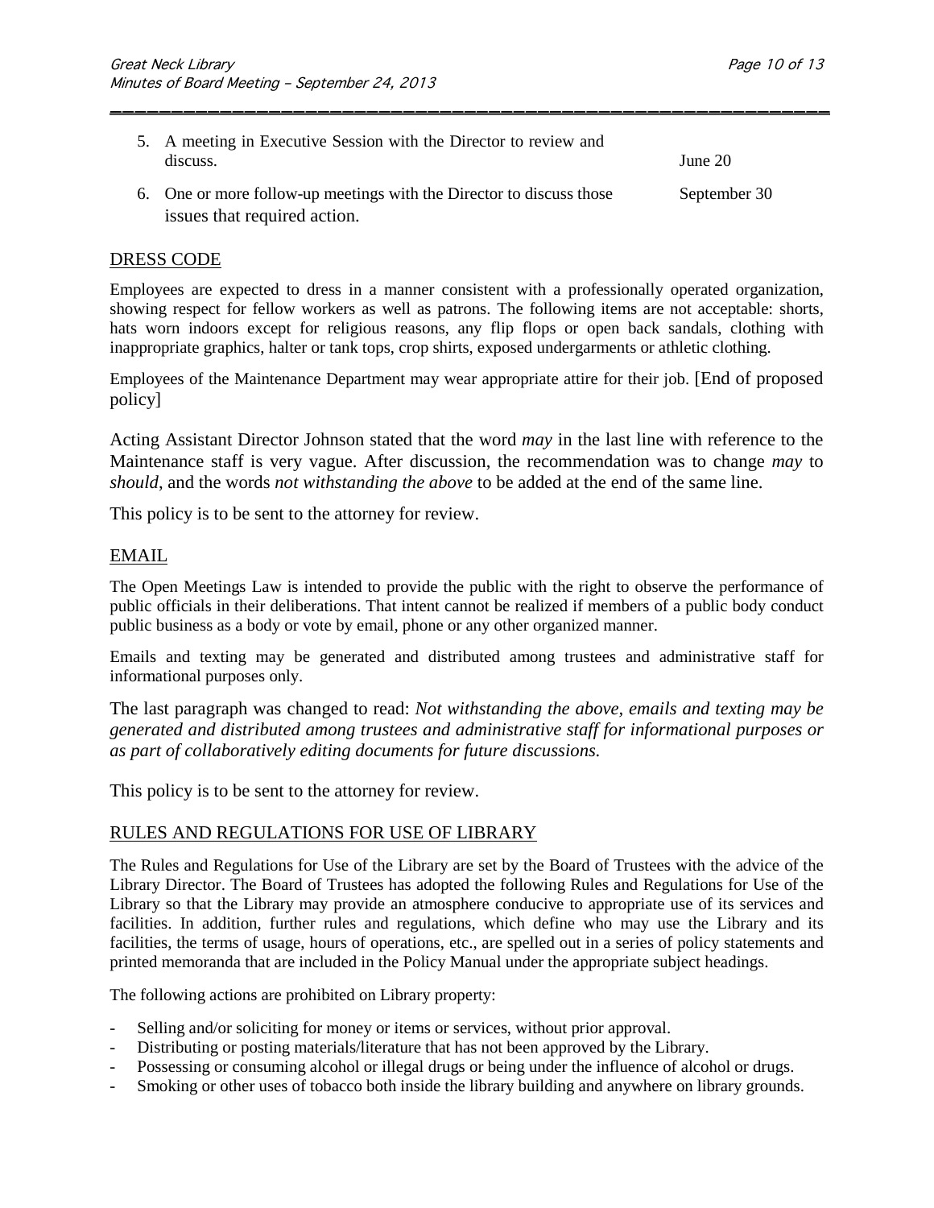5. A meeting in Executive Session with the Director to review and discuss. June 20
6. One or more follow-up meetings with the Director to discuss those issues that required action. September 30

## DRESS CODE

Employees are expected to dress in a manner consistent with a professionally operated organization, showing respect for fellow workers as well as patrons. The following items are not acceptable: shorts, hats worn indoors except for religious reasons, any flip flops or open back sandals, clothing with inappropriate graphics, halter or tank tops, crop shirts, exposed undergarments or athletic clothing.

Employees of the Maintenance Department may wear appropriate attire for their job. [End of proposed policy]

Acting Assistant Director Johnson stated that the word *may* in the last line with reference to the Maintenance staff is very vague. After discussion, the recommendation was to change *may* to *should*, and the words *not withstanding the above* to be added at the end of the same line.

This policy is to be sent to the attorney for review.

## EMAIL

The Open Meetings Law is intended to provide the public with the right to observe the performance of public officials in their deliberations. That intent cannot be realized if members of a public body conduct public business as a body or vote by email, phone or any other organized manner.

Emails and texting may be generated and distributed among trustees and administrative staff for informational purposes only.

The last paragraph was changed to read: *Not withstanding the above, emails and texting may be generated and distributed among trustees and administrative staff for informational purposes or as part of collaboratively editing documents for future discussions.*

This policy is to be sent to the attorney for review.

## RULES AND REGULATIONS FOR USE OF LIBRARY

The Rules and Regulations for Use of the Library are set by the Board of Trustees with the advice of the Library Director. The Board of Trustees has adopted the following Rules and Regulations for Use of the Library so that the Library may provide an atmosphere conducive to appropriate use of its services and facilities. In addition, further rules and regulations, which define who may use the Library and its facilities, the terms of usage, hours of operations, etc., are spelled out in a series of policy statements and printed memoranda that are included in the Policy Manual under the appropriate subject headings.

The following actions are prohibited on Library property:

- Selling and/or soliciting for money or items or services, without prior approval.
- Distributing or posting materials/literature that has not been approved by the Library.
- Possessing or consuming alcohol or illegal drugs or being under the influence of alcohol or drugs.
- Smoking or other uses of tobacco both inside the library building and anywhere on library grounds.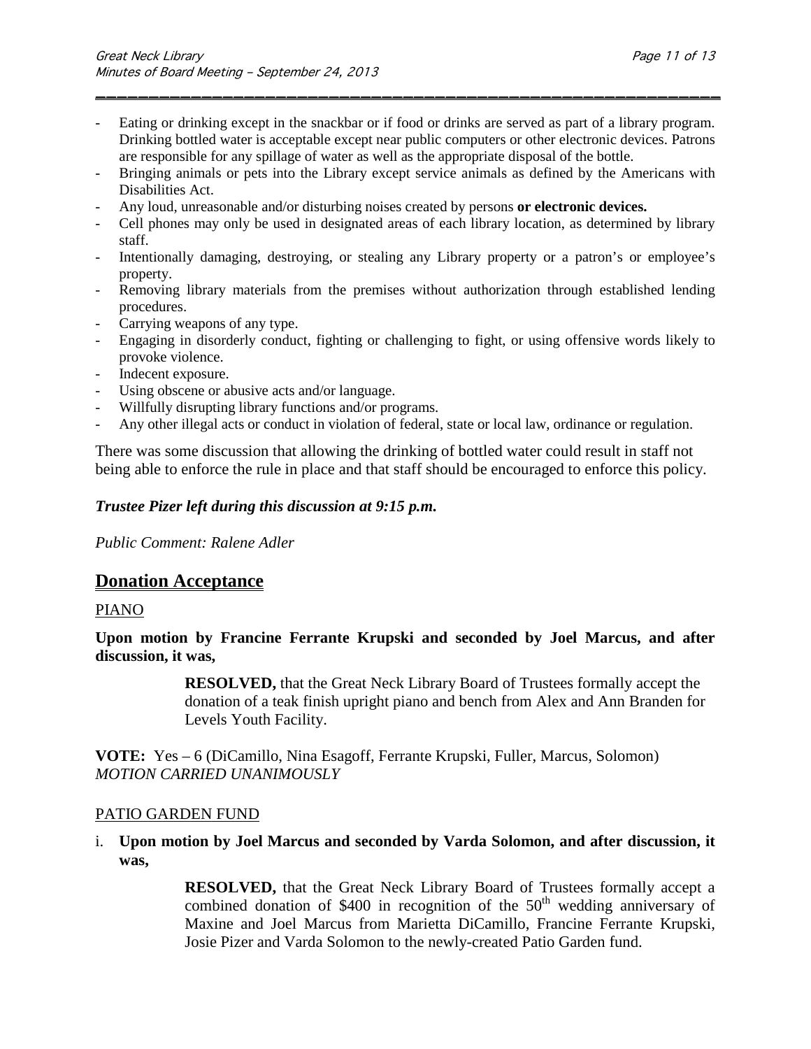- Eating or drinking except in the snackbar or if food or drinks are served as part of a library program. Drinking bottled water is acceptable except near public computers or other electronic devices. Patrons are responsible for any spillage of water as well as the appropriate disposal of the bottle.
- Bringing animals or pets into the Library except service animals as defined by the Americans with Disabilities Act.
- Any loud, unreasonable and/or disturbing noises created by persons **or electronic devices.**
- Cell phones may only be used in designated areas of each library location, as determined by library staff.
- Intentionally damaging, destroying, or stealing any Library property or a patron's or employee's property.
- Removing library materials from the premises without authorization through established lending procedures.
- Carrying weapons of any type.
- Engaging in disorderly conduct, fighting or challenging to fight, or using offensive words likely to provoke violence.
- Indecent exposure.
- Using obscene or abusive acts and/or language.
- Willfully disrupting library functions and/or programs.
- Any other illegal acts or conduct in violation of federal, state or local law, ordinance or regulation.

There was some discussion that allowing the drinking of bottled water could result in staff not being able to enforce the rule in place and that staff should be encouraged to enforce this policy.

***Trustee Pizer left during this discussion at 9:15 p.m.***

*Public Comment: Ralene Adler*

## Donation Acceptance

PIANO

**Upon motion by Francine Ferrante Krupski and seconded by Joel Marcus, and after discussion, it was,**

> **RESOLVED,** that the Great Neck Library Board of Trustees formally accept the donation of a teak finish upright piano and bench from Alex and Ann Branden for Levels Youth Facility.

**VOTE:** Yes – 6 (DiCamillo, Nina Esagoff, Ferrante Krupski, Fuller, Marcus, Solomon)
*MOTION CARRIED UNANIMOUSLY*

PATIO GARDEN FUND

i. **Upon motion by Joel Marcus and seconded by Varda Solomon, and after discussion, it was,**

> **RESOLVED,** that the Great Neck Library Board of Trustees formally accept a combined donation of \$400 in recognition of the 50th wedding anniversary of Maxine and Joel Marcus from Marietta DiCamillo, Francine Ferrante Krupski, Josie Pizer and Varda Solomon to the newly-created Patio Garden fund.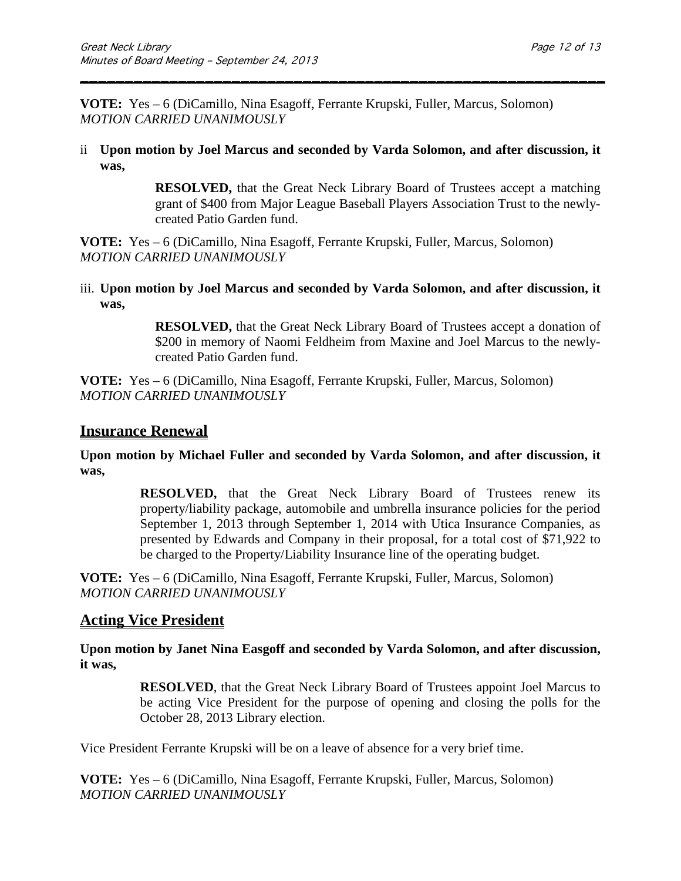**VOTE:** Yes – 6 (DiCamillo, Nina Esagoff, Ferrante Krupski, Fuller, Marcus, Solomon)
*MOTION CARRIED UNANIMOUSLY*

ii **Upon motion by Joel Marcus and seconded by Varda Solomon, and after discussion, it was,**

> **RESOLVED,** that the Great Neck Library Board of Trustees accept a matching grant of $400 from Major League Baseball Players Association Trust to the newly-created Patio Garden fund.

**VOTE:** Yes – 6 (DiCamillo, Nina Esagoff, Ferrante Krupski, Fuller, Marcus, Solomon)
*MOTION CARRIED UNANIMOUSLY*

iii. **Upon motion by Joel Marcus and seconded by Varda Solomon, and after discussion, it was,**

> **RESOLVED,** that the Great Neck Library Board of Trustees accept a donation of $200 in memory of Naomi Feldheim from Maxine and Joel Marcus to the newly-created Patio Garden fund.

**VOTE:** Yes – 6 (DiCamillo, Nina Esagoff, Ferrante Krupski, Fuller, Marcus, Solomon)
*MOTION CARRIED UNANIMOUSLY*

## Insurance Renewal

**Upon motion by Michael Fuller and seconded by Varda Solomon, and after discussion, it was,**

> **RESOLVED,** that the Great Neck Library Board of Trustees renew its property/liability package, automobile and umbrella insurance policies for the period September 1, 2013 through September 1, 2014 with Utica Insurance Companies, as presented by Edwards and Company in their proposal, for a total cost of $71,922 to be charged to the Property/Liability Insurance line of the operating budget.

**VOTE:** Yes – 6 (DiCamillo, Nina Esagoff, Ferrante Krupski, Fuller, Marcus, Solomon)
*MOTION CARRIED UNANIMOUSLY*

## Acting Vice President

**Upon motion by Janet Nina Easgoff and seconded by Varda Solomon, and after discussion, it was,**

> **RESOLVED**, that the Great Neck Library Board of Trustees appoint Joel Marcus to be acting Vice President for the purpose of opening and closing the polls for the October 28, 2013 Library election.

Vice President Ferrante Krupski will be on a leave of absence for a very brief time.

**VOTE:** Yes – 6 (DiCamillo, Nina Esagoff, Ferrante Krupski, Fuller, Marcus, Solomon)
*MOTION CARRIED UNANIMOUSLY*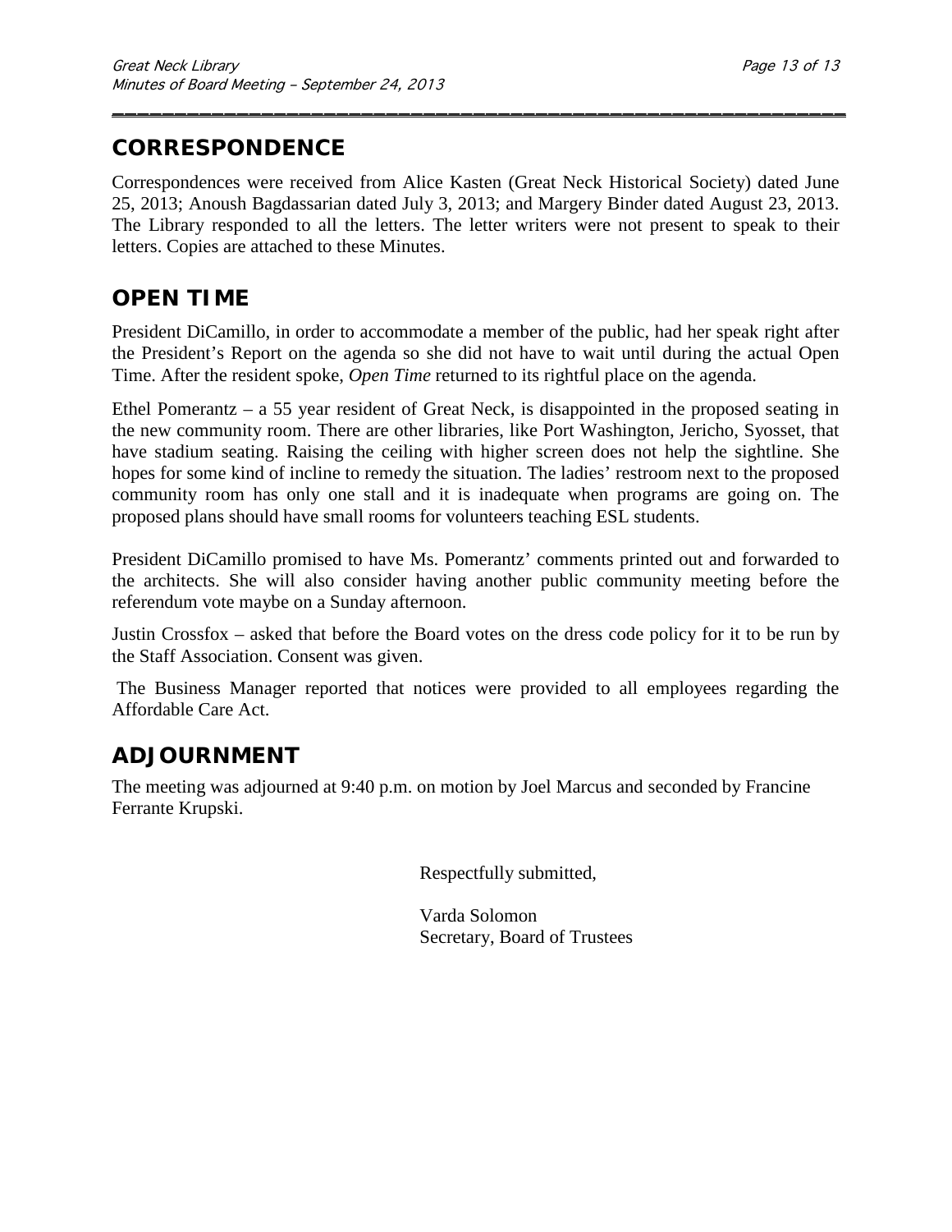## CORRESPONDENCE

Correspondences were received from Alice Kasten (Great Neck Historical Society) dated June 25, 2013; Anoush Bagdassarian dated July 3, 2013; and Margery Binder dated August 23, 2013. The Library responded to all the letters. The letter writers were not present to speak to their letters. Copies are attached to these Minutes.

## OPEN TIME

President DiCamillo, in order to accommodate a member of the public, had her speak right after the President's Report on the agenda so she did not have to wait until during the actual Open Time. After the resident spoke, *Open Time* returned to its rightful place on the agenda.

Ethel Pomerantz – a 55 year resident of Great Neck, is disappointed in the proposed seating in the new community room. There are other libraries, like Port Washington, Jericho, Syosset, that have stadium seating. Raising the ceiling with higher screen does not help the sightline. She hopes for some kind of incline to remedy the situation. The ladies' restroom next to the proposed community room has only one stall and it is inadequate when programs are going on. The proposed plans should have small rooms for volunteers teaching ESL students.

President DiCamillo promised to have Ms. Pomerantz' comments printed out and forwarded to the architects. She will also consider having another public community meeting before the referendum vote maybe on a Sunday afternoon.

Justin Crossfox – asked that before the Board votes on the dress code policy for it to be run by the Staff Association. Consent was given.

The Business Manager reported that notices were provided to all employees regarding the Affordable Care Act.

## ADJOURNMENT

The meeting was adjourned at 9:40 p.m. on motion by Joel Marcus and seconded by Francine Ferrante Krupski.

Respectfully submitted,

Varda Solomon
Secretary, Board of Trustees